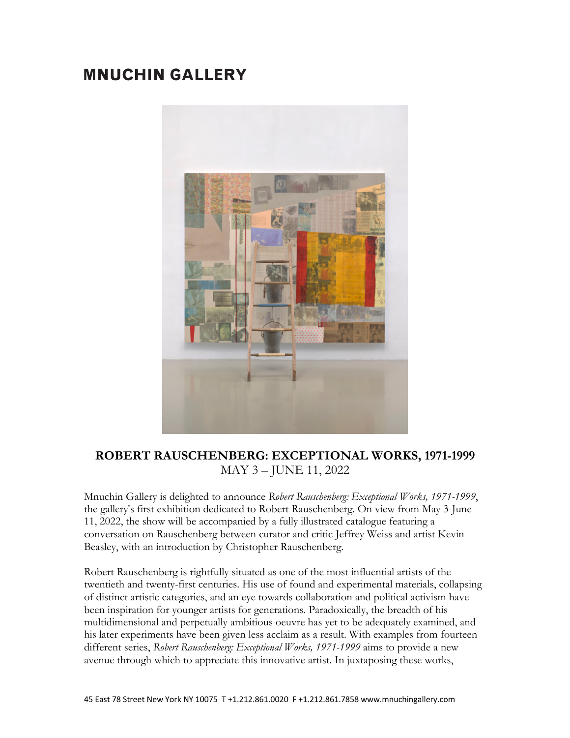# MNUCHIN GALLERY

## ROBERT RAUSCHENBERG: EXCEPTIONAL WORKS, 1971-1999

MAY 3 – JUNE 11, 2022

Mnuchin Gallery is delighted to announce *Robert Rauschenberg: Exceptional Works, 1971-1999*, the gallery's first exhibition dedicated to Robert Rauschenberg. On view from May 3-June 11, 2022, the show will be accompanied by a fully illustrated catalogue featuring a conversation on Rauschenberg between curator and critic Jeffrey Weiss and artist Kevin Beasley, with an introduction by Christopher Rauschenberg.

Robert Rauschenberg is rightfully situated as one of the most influential artists of the twentieth and twenty-first centuries. His use of found and experimental materials, collapsing of distinct artistic categories, and an eye towards collaboration and political activism have been inspiration for younger artists for generations. Paradoxically, the breadth of his multidimensional and perpetually ambitious oeuvre has yet to be adequately examined, and his later experiments have been given less acclaim as a result. With examples from fourteen different series, *Robert Rauschenberg: Exceptional Works, 1971-1999* aims to provide a new avenue through which to appreciate this innovative artist. In juxtaposing these works,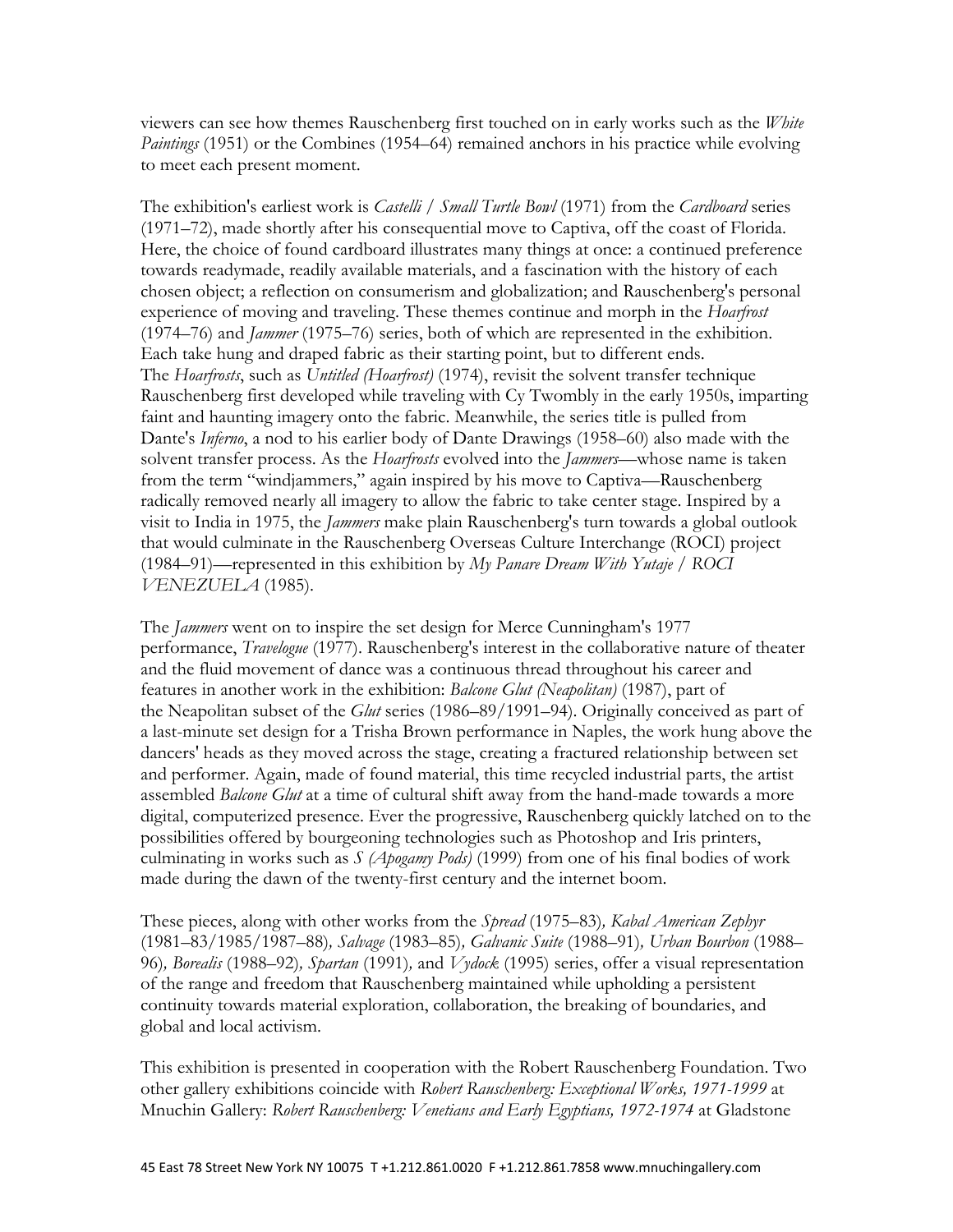viewers can see how themes Rauschenberg first touched on in early works such as the *White Paintings* (1951) or the Combines (1954–64) remained anchors in his practice while evolving to meet each present moment.

The exhibition's earliest work is *Castelli / Small Turtle Bowl* (1971) from the *Cardboard* series (1971–72), made shortly after his consequential move to Captiva, off the coast of Florida. Here, the choice of found cardboard illustrates many things at once: a continued preference towards readymade, readily available materials, and a fascination with the history of each chosen object; a reflection on consumerism and globalization; and Rauschenberg's personal experience of moving and traveling. These themes continue and morph in the *Hoarfrost* (1974–76) and *Jammer* (1975–76) series, both of which are represented in the exhibition. Each take hung and draped fabric as their starting point, but to different ends. The *Hoarfrosts*, such as *Untitled (Hoarfrost)* (1974), revisit the solvent transfer technique Rauschenberg first developed while traveling with Cy Twombly in the early 1950s, imparting faint and haunting imagery onto the fabric. Meanwhile, the series title is pulled from Dante's *Inferno*, a nod to his earlier body of Dante Drawings (1958–60) also made with the solvent transfer process. As the *Hoarfrosts* evolved into the *Jammers*—whose name is taken from the term "windjammers," again inspired by his move to Captiva—Rauschenberg radically removed nearly all imagery to allow the fabric to take center stage. Inspired by a visit to India in 1975, the *Jammers* make plain Rauschenberg's turn towards a global outlook that would culminate in the Rauschenberg Overseas Culture Interchange (ROCI) project (1984–91)—represented in this exhibition by *My Panare Dream With Yutaje / ROCI VENEZUELA* (1985).

The *Jammers* went on to inspire the set design for Merce Cunningham's 1977 performance, *Travelogue* (1977). Rauschenberg's interest in the collaborative nature of theater and the fluid movement of dance was a continuous thread throughout his career and features in another work in the exhibition: *Balcone Glut (Neapolitan)* (1987), part of the Neapolitan subset of the *Glut* series (1986–89/1991–94). Originally conceived as part of a last-minute set design for a Trisha Brown performance in Naples, the work hung above the dancers' heads as they moved across the stage, creating a fractured relationship between set and performer. Again, made of found material, this time recycled industrial parts, the artist assembled *Balcone Glut* at a time of cultural shift away from the hand-made towards a more digital, computerized presence. Ever the progressive, Rauschenberg quickly latched on to the possibilities offered by bourgeoning technologies such as Photoshop and Iris printers, culminating in works such as *S (Apogamy Pods)* (1999) from one of his final bodies of work made during the dawn of the twenty-first century and the internet boom.

These pieces, along with other works from the *Spread* (1975–83), *Kabal American Zephyr* (1981–83/1985/1987–88), *Salvage* (1983–85), *Galvanic Suite* (1988–91), *Urban Bourbon* (1988–96), *Borealis* (1988–92), *Spartan* (1991), and *Vydock* (1995) series, offer a visual representation of the range and freedom that Rauschenberg maintained while upholding a persistent continuity towards material exploration, collaboration, the breaking of boundaries, and global and local activism.

This exhibition is presented in cooperation with the Robert Rauschenberg Foundation. Two other gallery exhibitions coincide with *Robert Rauschenberg: Exceptional Works, 1971-1999* at Mnuchin Gallery: *Robert Rauschenberg: Venetians and Early Egyptians, 1972-1974* at Gladstone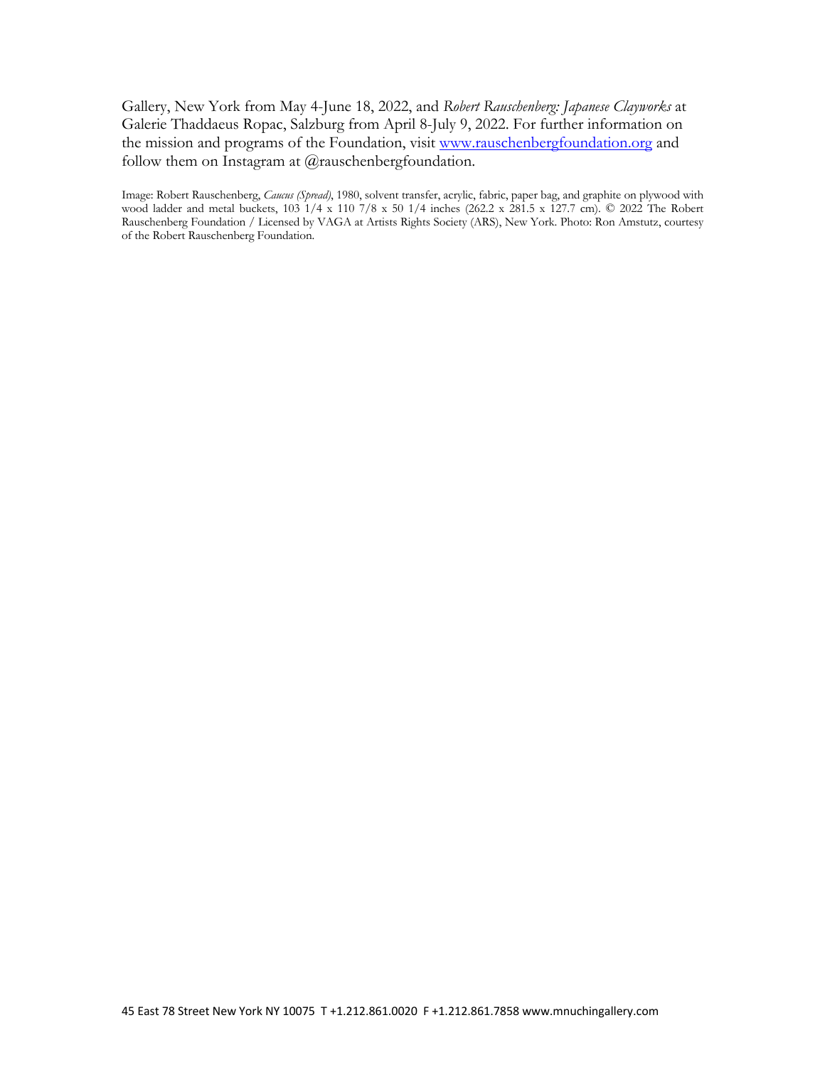Gallery, New York from May 4-June 18, 2022, and *Robert Rauschenberg: Japanese Clayworks* at Galerie Thaddaeus Ropac, Salzburg from April 8-July 9, 2022. For further information on the mission and programs of the Foundation, visit [www.rauschenbergfoundation.org](http://www.rauschenbergfoundation.org) and follow them on Instagram at @rauschenbergfoundation.

Image: Robert Rauschenberg, *Caucus (Spread)*, 1980, solvent transfer, acrylic, fabric, paper bag, and graphite on plywood with wood ladder and metal buckets, 103 1/4 x 110 7/8 x 50 1/4 inches (262.2 x 281.5 x 127.7 cm). © 2022 The Robert Rauschenberg Foundation / Licensed by VAGA at Artists Rights Society (ARS), New York. Photo: Ron Amstutz, courtesy of the Robert Rauschenberg Foundation.